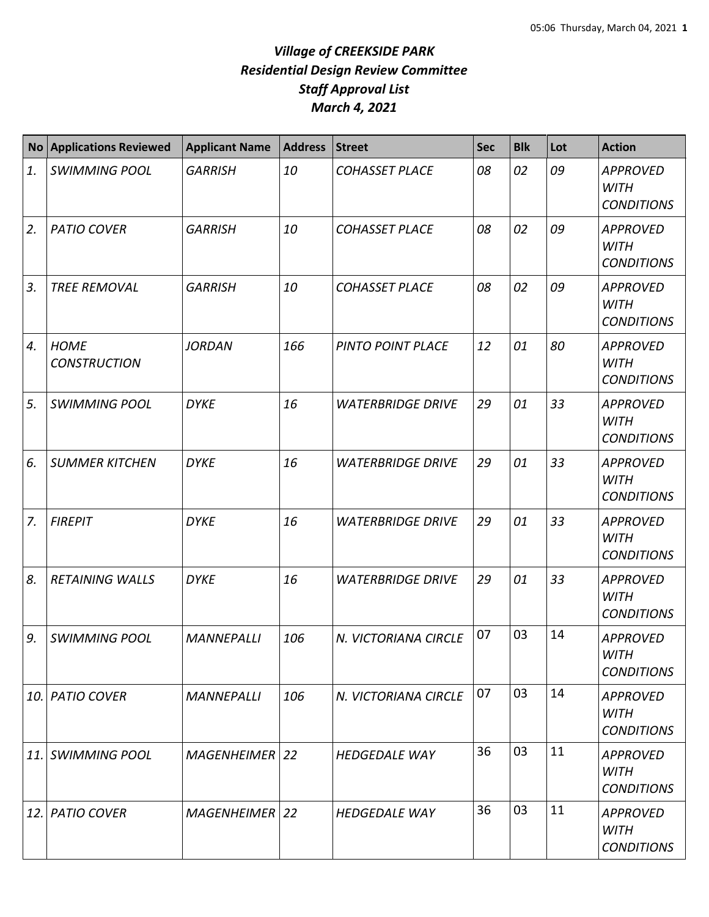# *Village of CREEKSIDE PARK*
## *Residential Design Review Committee*
## *Staff Approval List*
## *March 4, 2021*

| No | Applications Reviewed | Applicant Name | Address | Street | Sec | Blk | Lot | Action |
|---|---|---|---|---|---|---|---|---|
| *1.* | *SWIMMING POOL* | *GARRISH* | *10* | *COHASSET PLACE* | *08* | *02* | *09* | *APPROVED WITH CONDITIONS* |
| *2.* | *PATIO COVER* | *GARRISH* | *10* | *COHASSET PLACE* | *08* | *02* | *09* | *APPROVED WITH CONDITIONS* |
| *3.* | *TREE REMOVAL* | *GARRISH* | *10* | *COHASSET PLACE* | *08* | *02* | *09* | *APPROVED WITH CONDITIONS* |
| *4.* | *HOME CONSTRUCTION* | *JORDAN* | *166* | *PINTO POINT PLACE* | *12* | *01* | *80* | *APPROVED WITH CONDITIONS* |
| *5.* | *SWIMMING POOL* | *DYKE* | *16* | *WATERBRIDGE DRIVE* | *29* | *01* | *33* | *APPROVED WITH CONDITIONS* |
| *6.* | *SUMMER KITCHEN* | *DYKE* | *16* | *WATERBRIDGE DRIVE* | *29* | *01* | *33* | *APPROVED WITH CONDITIONS* |
| *7.* | *FIREPIT* | *DYKE* | *16* | *WATERBRIDGE DRIVE* | *29* | *01* | *33* | *APPROVED WITH CONDITIONS* |
| *8.* | *RETAINING WALLS* | *DYKE* | *16* | *WATERBRIDGE DRIVE* | *29* | *01* | *33* | *APPROVED WITH CONDITIONS* |
| *9.* | *SWIMMING POOL* | *MANNEPALLI* | *106* | *N. VICTORIANA CIRCLE* | 07 | 03 | 14 | *APPROVED WITH CONDITIONS* |
| *10.* | *PATIO COVER* | *MANNEPALLI* | *106* | *N. VICTORIANA CIRCLE* | 07 | 03 | 14 | *APPROVED WITH CONDITIONS* |
| *11.* | *SWIMMING POOL* | *MAGENHEIMER* | *22* | *HEDGEDALE WAY* | 36 | 03 | 11 | *APPROVED WITH CONDITIONS* |
| *12.* | *PATIO COVER* | *MAGENHEIMER* | *22* | *HEDGEDALE WAY* | 36 | 03 | 11 | *APPROVED WITH CONDITIONS* |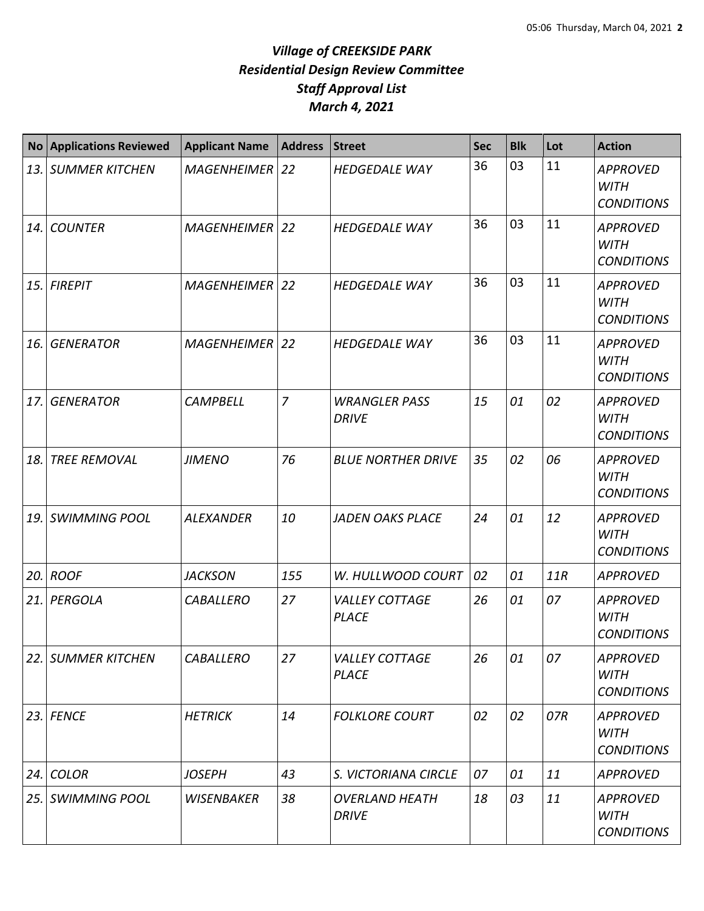# *Village of CREEKSIDE PARK*
## *Residential Design Review Committee*
## *Staff Approval List*
## *March 4, 2021*

| No | Applications Reviewed | Applicant Name | Address | Street | Sec | Blk | Lot | Action |
|---|---|---|---|---|---|---|---|---|
| *13.* | *SUMMER KITCHEN* | *MAGENHEIMER* | *22* | *HEDGEDALE WAY* | 36 | 03 | 11 | *APPROVED WITH CONDITIONS* |
| *14.* | *COUNTER* | *MAGENHEIMER* | *22* | *HEDGEDALE WAY* | 36 | 03 | 11 | *APPROVED WITH CONDITIONS* |
| *15.* | *FIREPIT* | *MAGENHEIMER* | *22* | *HEDGEDALE WAY* | 36 | 03 | 11 | *APPROVED WITH CONDITIONS* |
| *16.* | *GENERATOR* | *MAGENHEIMER* | *22* | *HEDGEDALE WAY* | 36 | 03 | 11 | *APPROVED WITH CONDITIONS* |
| *17.* | *GENERATOR* | *CAMPBELL* | *7* | *WRANGLER PASS DRIVE* | *15* | *01* | *02* | *APPROVED WITH CONDITIONS* |
| *18.* | *TREE REMOVAL* | *JIMENO* | *76* | *BLUE NORTHER DRIVE* | *35* | *02* | *06* | *APPROVED WITH CONDITIONS* |
| *19.* | *SWIMMING POOL* | *ALEXANDER* | *10* | *JADEN OAKS PLACE* | *24* | *01* | *12* | *APPROVED WITH CONDITIONS* |
| *20.* | *ROOF* | *JACKSON* | *155* | *W. HULLWOOD COURT* | *02* | *01* | *11R* | *APPROVED* |
| *21.* | *PERGOLA* | *CABALLERO* | *27* | *VALLEY COTTAGE PLACE* | *26* | *01* | *07* | *APPROVED WITH CONDITIONS* |
| *22.* | *SUMMER KITCHEN* | *CABALLERO* | *27* | *VALLEY COTTAGE PLACE* | *26* | *01* | *07* | *APPROVED WITH CONDITIONS* |
| *23.* | *FENCE* | *HETRICK* | *14* | *FOLKLORE COURT* | *02* | *02* | *07R* | *APPROVED WITH CONDITIONS* |
| *24.* | *COLOR* | *JOSEPH* | *43* | *S. VICTORIANA CIRCLE* | *07* | *01* | *11* | *APPROVED* |
| *25.* | *SWIMMING POOL* | *WISENBAKER* | *38* | *OVERLAND HEATH DRIVE* | *18* | *03* | *11* | *APPROVED WITH CONDITIONS* |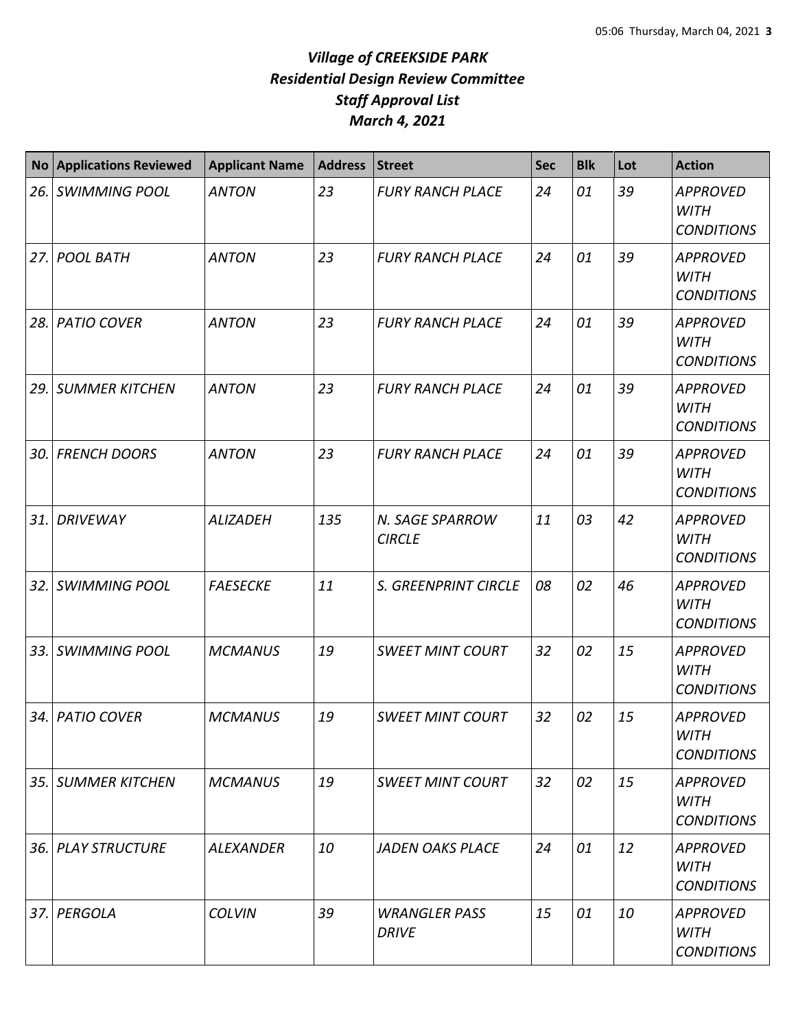# *Village of CREEKSIDE PARK*
## *Residential Design Review Committee*
## *Staff Approval List*
## *March 4, 2021*

| No | Applications Reviewed | Applicant Name | Address | Street | Sec | Blk | Lot | Action |
|---|---|---|---|---|---|---|---|---|
| *26.* | *SWIMMING POOL* | *ANTON* | *23* | *FURY RANCH PLACE* | *24* | *01* | *39* | *APPROVED WITH CONDITIONS* |
| *27.* | *POOL BATH* | *ANTON* | *23* | *FURY RANCH PLACE* | *24* | *01* | *39* | *APPROVED WITH CONDITIONS* |
| *28.* | *PATIO COVER* | *ANTON* | *23* | *FURY RANCH PLACE* | *24* | *01* | *39* | *APPROVED WITH CONDITIONS* |
| *29.* | *SUMMER KITCHEN* | *ANTON* | *23* | *FURY RANCH PLACE* | *24* | *01* | *39* | *APPROVED WITH CONDITIONS* |
| *30.* | *FRENCH DOORS* | *ANTON* | *23* | *FURY RANCH PLACE* | *24* | *01* | *39* | *APPROVED WITH CONDITIONS* |
| *31.* | *DRIVEWAY* | *ALIZADEH* | *135* | *N. SAGE SPARROW CIRCLE* | *11* | *03* | *42* | *APPROVED WITH CONDITIONS* |
| *32.* | *SWIMMING POOL* | *FAESECKE* | *11* | *S. GREENPRINT CIRCLE* | *08* | *02* | *46* | *APPROVED WITH CONDITIONS* |
| *33.* | *SWIMMING POOL* | *MCMANUS* | *19* | *SWEET MINT COURT* | *32* | *02* | *15* | *APPROVED WITH CONDITIONS* |
| *34.* | *PATIO COVER* | *MCMANUS* | *19* | *SWEET MINT COURT* | *32* | *02* | *15* | *APPROVED WITH CONDITIONS* |
| *35.* | *SUMMER KITCHEN* | *MCMANUS* | *19* | *SWEET MINT COURT* | *32* | *02* | *15* | *APPROVED WITH CONDITIONS* |
| *36.* | *PLAY STRUCTURE* | *ALEXANDER* | *10* | *JADEN OAKS PLACE* | *24* | *01* | *12* | *APPROVED WITH CONDITIONS* |
| *37.* | *PERGOLA* | *COLVIN* | *39* | *WRANGLER PASS DRIVE* | *15* | *01* | *10* | *APPROVED WITH CONDITIONS* |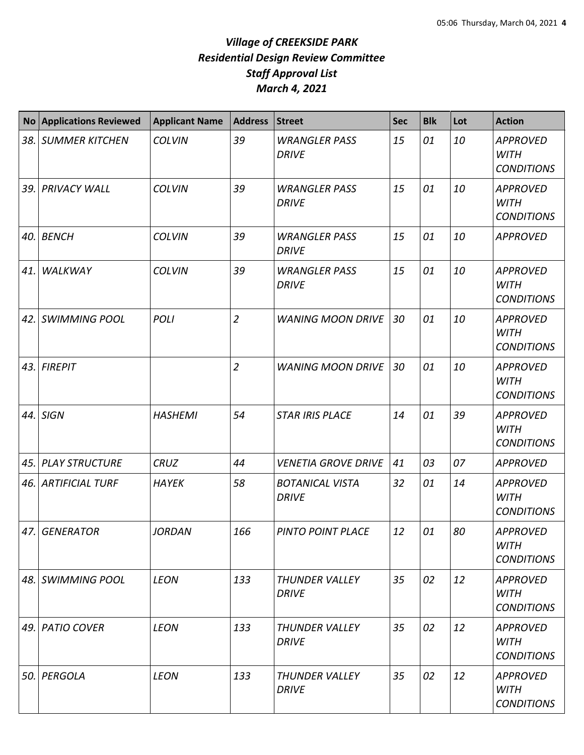# *Village of CREEKSIDE PARK*
## *Residential Design Review Committee*
## *Staff Approval List*
## *March 4, 2021*

| No | Applications Reviewed | Applicant Name | Address | Street | Sec | Blk | Lot | Action |
|---|---|---|---|---|---|---|---|---|
| *38.* | *SUMMER KITCHEN* | *COLVIN* | *39* | *WRANGLER PASS DRIVE* | *15* | *01* | *10* | *APPROVED WITH CONDITIONS* |
| *39.* | *PRIVACY WALL* | *COLVIN* | *39* | *WRANGLER PASS DRIVE* | *15* | *01* | *10* | *APPROVED WITH CONDITIONS* |
| *40.* | *BENCH* | *COLVIN* | *39* | *WRANGLER PASS DRIVE* | *15* | *01* | *10* | *APPROVED* |
| *41.* | *WALKWAY* | *COLVIN* | *39* | *WRANGLER PASS DRIVE* | *15* | *01* | *10* | *APPROVED WITH CONDITIONS* |
| *42.* | *SWIMMING POOL* | *POLI* | *2* | *WANING MOON DRIVE* | *30* | *01* | *10* | *APPROVED WITH CONDITIONS* |
| *43.* | *FIREPIT* | | *2* | *WANING MOON DRIVE* | *30* | *01* | *10* | *APPROVED WITH CONDITIONS* |
| *44.* | *SIGN* | *HASHEMI* | *54* | *STAR IRIS PLACE* | *14* | *01* | *39* | *APPROVED WITH CONDITIONS* |
| *45.* | *PLAY STRUCTURE* | *CRUZ* | *44* | *VENETIA GROVE DRIVE* | *41* | *03* | *07* | *APPROVED* |
| *46.* | *ARTIFICIAL TURF* | *HAYEK* | *58* | *BOTANICAL VISTA DRIVE* | *32* | *01* | *14* | *APPROVED WITH CONDITIONS* |
| *47.* | *GENERATOR* | *JORDAN* | *166* | *PINTO POINT PLACE* | *12* | *01* | *80* | *APPROVED WITH CONDITIONS* |
| *48.* | *SWIMMING POOL* | *LEON* | *133* | *THUNDER VALLEY DRIVE* | *35* | *02* | *12* | *APPROVED WITH CONDITIONS* |
| *49.* | *PATIO COVER* | *LEON* | *133* | *THUNDER VALLEY DRIVE* | *35* | *02* | *12* | *APPROVED WITH CONDITIONS* |
| *50.* | *PERGOLA* | *LEON* | *133* | *THUNDER VALLEY DRIVE* | *35* | *02* | *12* | *APPROVED WITH CONDITIONS* |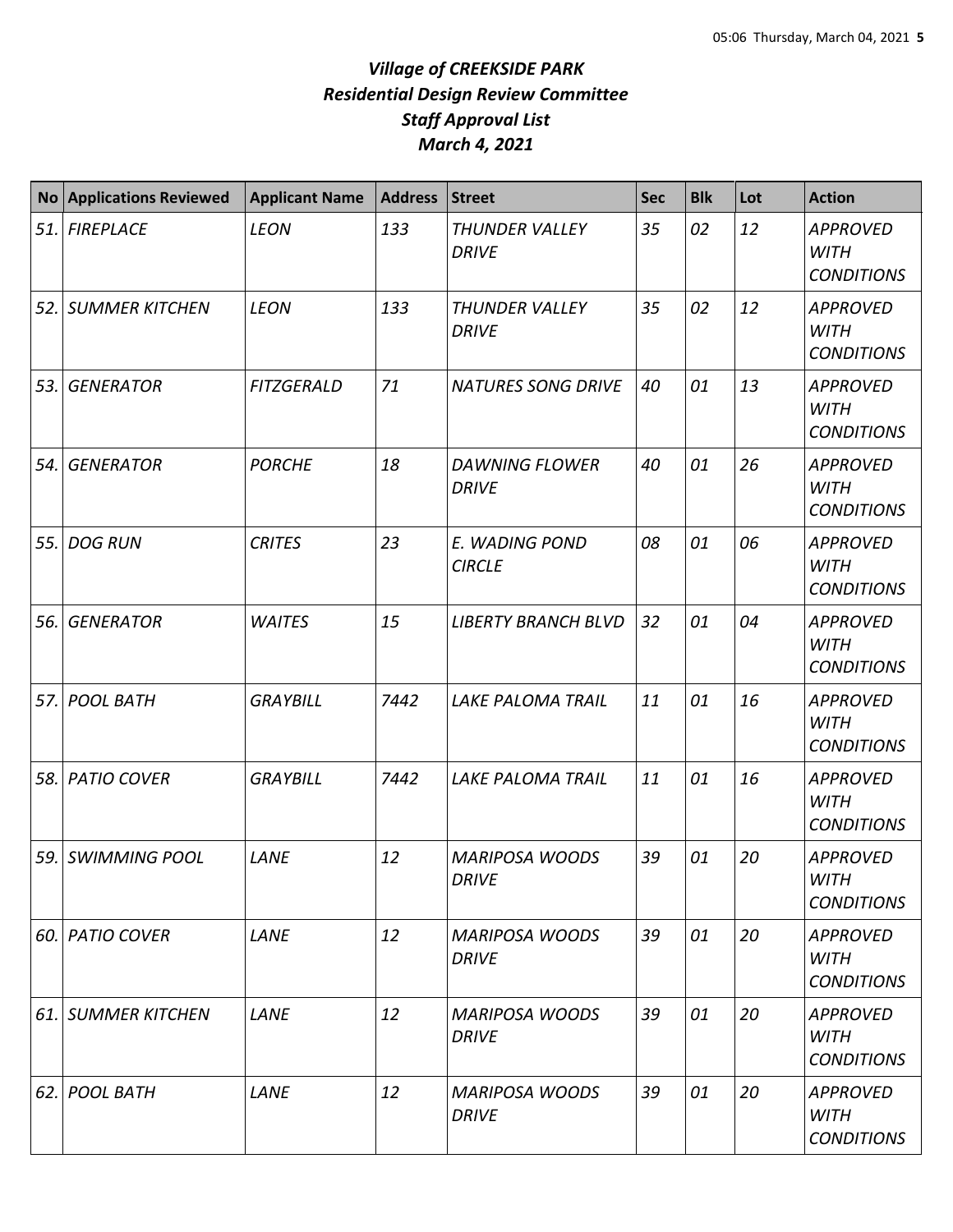# *Village of CREEKSIDE PARK*
# *Residential Design Review Committee*
# *Staff Approval List*
# *March 4, 2021*

| No | Applications Reviewed | Applicant Name | Address | Street | Sec | Blk | Lot | Action |
|---|---|---|---|---|---|---|---|---|
| *51.* | *FIREPLACE* | *LEON* | *133* | *THUNDER VALLEY DRIVE* | *35* | *02* | *12* | *APPROVED WITH CONDITIONS* |
| *52.* | *SUMMER KITCHEN* | *LEON* | *133* | *THUNDER VALLEY DRIVE* | *35* | *02* | *12* | *APPROVED WITH CONDITIONS* |
| *53.* | *GENERATOR* | *FITZGERALD* | *71* | *NATURES SONG DRIVE* | *40* | *01* | *13* | *APPROVED WITH CONDITIONS* |
| *54.* | *GENERATOR* | *PORCHE* | *18* | *DAWNING FLOWER DRIVE* | *40* | *01* | *26* | *APPROVED WITH CONDITIONS* |
| *55.* | *DOG RUN* | *CRITES* | *23* | *E. WADING POND CIRCLE* | *08* | *01* | *06* | *APPROVED WITH CONDITIONS* |
| *56.* | *GENERATOR* | *WAITES* | *15* | *LIBERTY BRANCH BLVD* | *32* | *01* | *04* | *APPROVED WITH CONDITIONS* |
| *57.* | *POOL BATH* | *GRAYBILL* | *7442* | *LAKE PALOMA TRAIL* | *11* | *01* | *16* | *APPROVED WITH CONDITIONS* |
| *58.* | *PATIO COVER* | *GRAYBILL* | *7442* | *LAKE PALOMA TRAIL* | *11* | *01* | *16* | *APPROVED WITH CONDITIONS* |
| *59.* | *SWIMMING POOL* | *LANE* | *12* | *MARIPOSA WOODS DRIVE* | *39* | *01* | *20* | *APPROVED WITH CONDITIONS* |
| *60.* | *PATIO COVER* | *LANE* | *12* | *MARIPOSA WOODS DRIVE* | *39* | *01* | *20* | *APPROVED WITH CONDITIONS* |
| *61.* | *SUMMER KITCHEN* | *LANE* | *12* | *MARIPOSA WOODS DRIVE* | *39* | *01* | *20* | *APPROVED WITH CONDITIONS* |
| *62.* | *POOL BATH* | *LANE* | *12* | *MARIPOSA WOODS DRIVE* | *39* | *01* | *20* | *APPROVED WITH CONDITIONS* |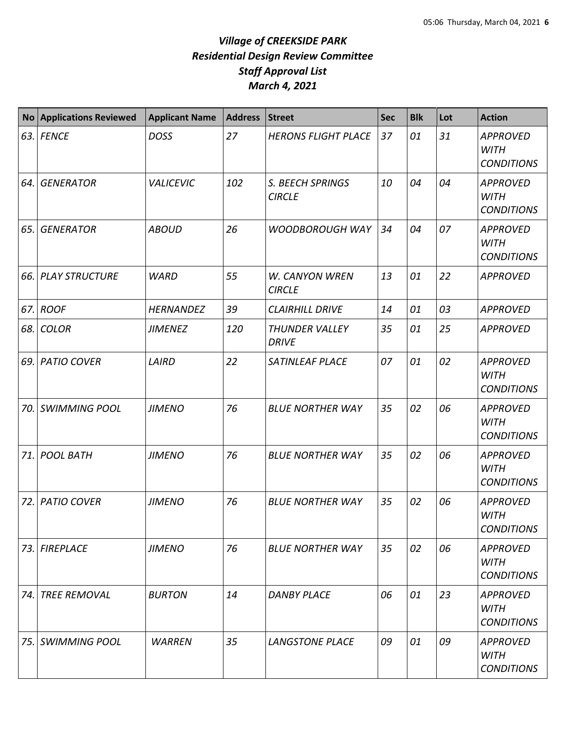# *Village of CREEKSIDE PARK*
# *Residential Design Review Committee*
# *Staff Approval List*
# *March 4, 2021*

| No | Applications Reviewed | Applicant Name | Address | Street | Sec | Blk | Lot | Action |
|---|---|---|---|---|---|---|---|---|
| *63.* | *FENCE* | *DOSS* | *27* | *HERONS FLIGHT PLACE* | *37* | *01* | *31* | *APPROVED WITH CONDITIONS* |
| *64.* | *GENERATOR* | *VALICEVIC* | *102* | *S. BEECH SPRINGS CIRCLE* | *10* | *04* | *04* | *APPROVED WITH CONDITIONS* |
| *65.* | *GENERATOR* | *ABOUD* | *26* | *WOODBOROUGH WAY* | *34* | *04* | *07* | *APPROVED WITH CONDITIONS* |
| *66.* | *PLAY STRUCTURE* | *WARD* | *55* | *W. CANYON WREN CIRCLE* | *13* | *01* | *22* | *APPROVED* |
| *67.* | *ROOF* | *HERNANDEZ* | *39* | *CLAIRHILL DRIVE* | *14* | *01* | *03* | *APPROVED* |
| *68.* | *COLOR* | *JIMENEZ* | *120* | *THUNDER VALLEY DRIVE* | *35* | *01* | *25* | *APPROVED* |
| *69.* | *PATIO COVER* | *LAIRD* | *22* | *SATINLEAF PLACE* | *07* | *01* | *02* | *APPROVED WITH CONDITIONS* |
| *70.* | *SWIMMING POOL* | *JIMENO* | *76* | *BLUE NORTHER WAY* | *35* | *02* | *06* | *APPROVED WITH CONDITIONS* |
| *71.* | *POOL BATH* | *JIMENO* | *76* | *BLUE NORTHER WAY* | *35* | *02* | *06* | *APPROVED WITH CONDITIONS* |
| *72.* | *PATIO COVER* | *JIMENO* | *76* | *BLUE NORTHER WAY* | *35* | *02* | *06* | *APPROVED WITH CONDITIONS* |
| *73.* | *FIREPLACE* | *JIMENO* | *76* | *BLUE NORTHER WAY* | *35* | *02* | *06* | *APPROVED WITH CONDITIONS* |
| *74.* | *TREE REMOVAL* | *BURTON* | *14* | *DANBY PLACE* | *06* | *01* | *23* | *APPROVED WITH CONDITIONS* |
| *75.* | *SWIMMING POOL* | *WARREN* | *35* | *LANGSTONE PLACE* | *09* | *01* | *09* | *APPROVED WITH CONDITIONS* |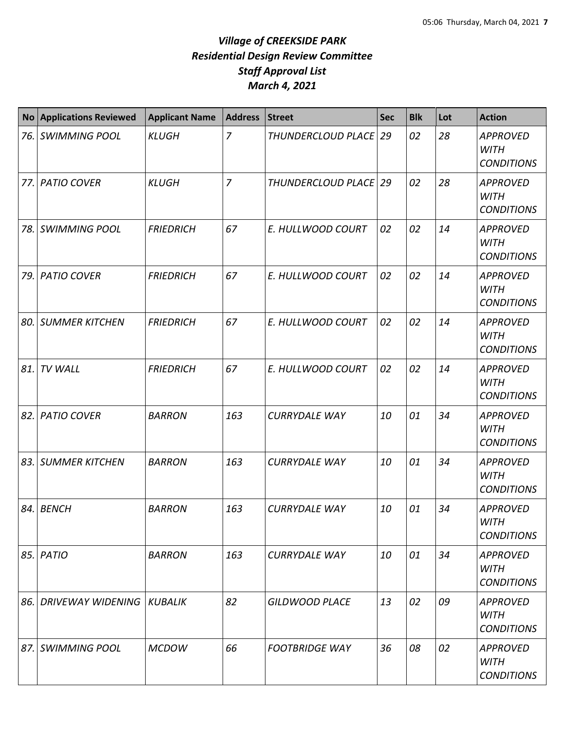# *Village of CREEKSIDE PARK*
## *Residential Design Review Committee*
## *Staff Approval List*
## *March 4, 2021*

| No | Applications Reviewed | Applicant Name | Address | Street | Sec | Blk | Lot | Action |
|---|---|---|---|---|---|---|---|---|
| 76. | SWIMMING POOL | KLUGH | 7 | THUNDERCLOUD PLACE | 29 | 02 | 28 | APPROVED WITH CONDITIONS |
| 77. | PATIO COVER | KLUGH | 7 | THUNDERCLOUD PLACE | 29 | 02 | 28 | APPROVED WITH CONDITIONS |
| 78. | SWIMMING POOL | FRIEDRICH | 67 | E. HULLWOOD COURT | 02 | 02 | 14 | APPROVED WITH CONDITIONS |
| 79. | PATIO COVER | FRIEDRICH | 67 | E. HULLWOOD COURT | 02 | 02 | 14 | APPROVED WITH CONDITIONS |
| 80. | SUMMER KITCHEN | FRIEDRICH | 67 | E. HULLWOOD COURT | 02 | 02 | 14 | APPROVED WITH CONDITIONS |
| 81. | TV WALL | FRIEDRICH | 67 | E. HULLWOOD COURT | 02 | 02 | 14 | APPROVED WITH CONDITIONS |
| 82. | PATIO COVER | BARRON | 163 | CURRYDALE WAY | 10 | 01 | 34 | APPROVED WITH CONDITIONS |
| 83. | SUMMER KITCHEN | BARRON | 163 | CURRYDALE WAY | 10 | 01 | 34 | APPROVED WITH CONDITIONS |
| 84. | BENCH | BARRON | 163 | CURRYDALE WAY | 10 | 01 | 34 | APPROVED WITH CONDITIONS |
| 85. | PATIO | BARRON | 163 | CURRYDALE WAY | 10 | 01 | 34 | APPROVED WITH CONDITIONS |
| 86. | DRIVEWAY WIDENING | KUBALIK | 82 | GILDWOOD PLACE | 13 | 02 | 09 | APPROVED WITH CONDITIONS |
| 87. | SWIMMING POOL | MCDOW | 66 | FOOTBRIDGE WAY | 36 | 08 | 02 | APPROVED WITH CONDITIONS |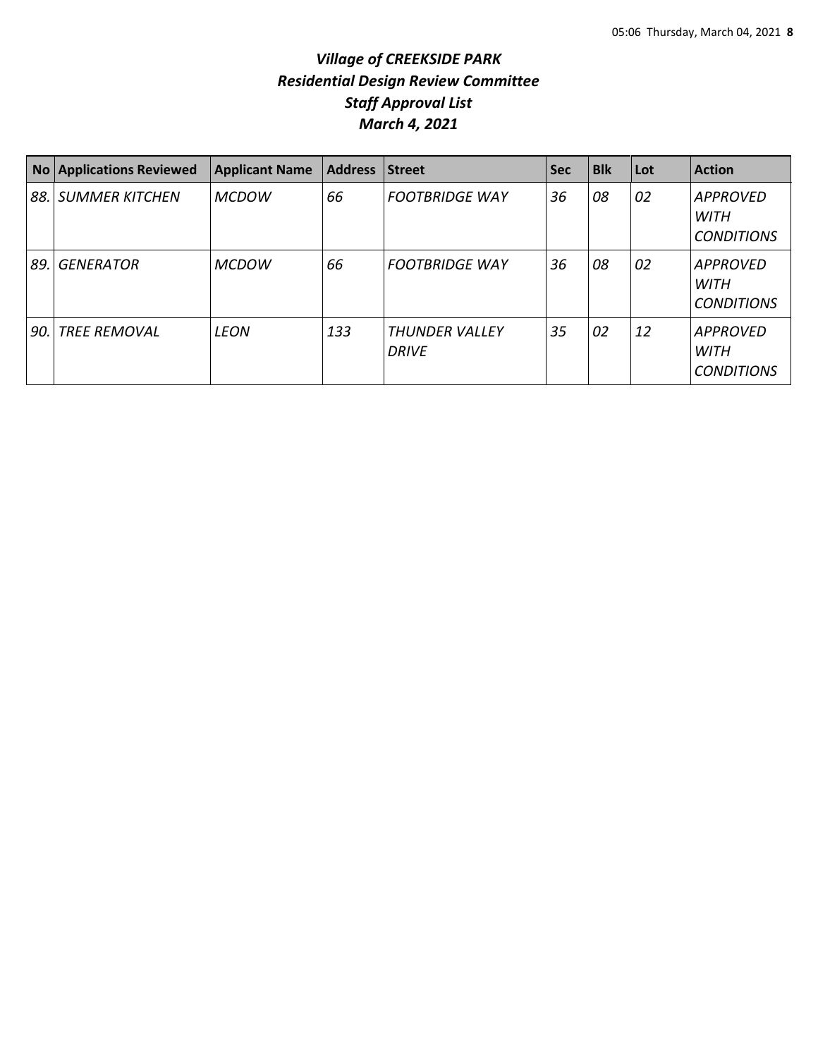# *Village of CREEKSIDE PARK*
## *Residential Design Review Committee*
## *Staff Approval List*
## *March 4, 2021*

| No | Applications Reviewed | Applicant Name | Address | Street | Sec | Blk | Lot | Action |
|---|---|---|---|---|---|---|---|---|
| *88.* | *SUMMER KITCHEN* | *MCDOW* | *66* | *FOOTBRIDGE WAY* | *36* | *08* | *02* | *APPROVED WITH CONDITIONS* |
| *89.* | *GENERATOR* | *MCDOW* | *66* | *FOOTBRIDGE WAY* | *36* | *08* | *02* | *APPROVED WITH CONDITIONS* |
| *90.* | *TREE REMOVAL* | *LEON* | *133* | *THUNDER VALLEY DRIVE* | *35* | *02* | *12* | *APPROVED WITH CONDITIONS* |